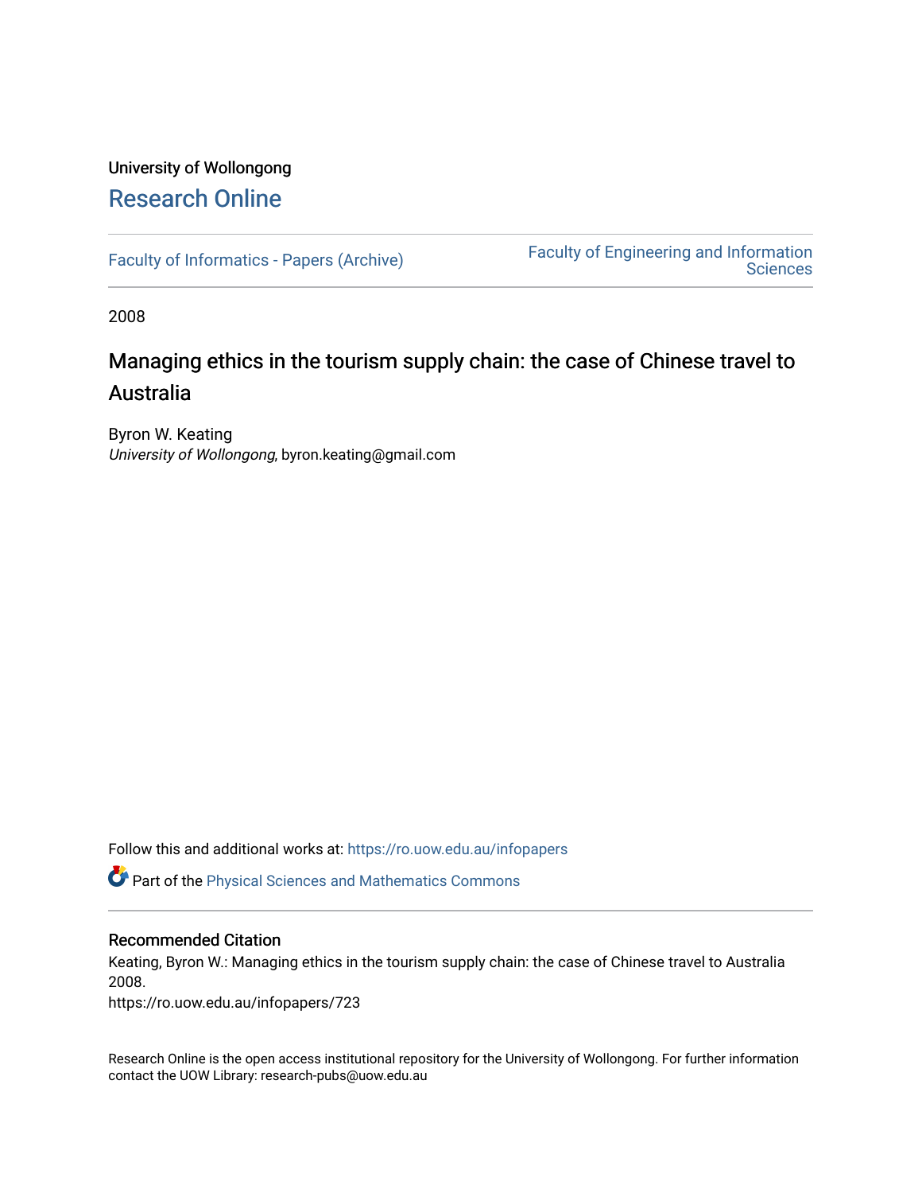University of Wollongong

# Research Online

Faculty of Informatics - Papers (Archive)

Faculty of Engineering and Information Sciences

2008

## Managing ethics in the tourism supply chain: the case of Chinese travel to Australia

Byron W. Keating
*University of Wollongong*, byron.keating@gmail.com

Follow this and additional works at: https://ro.uow.edu.au/infopapers

Part of the Physical Sciences and Mathematics Commons

### Recommended Citation

Keating, Byron W.: Managing ethics in the tourism supply chain: the case of Chinese travel to Australia 2008.
https://ro.uow.edu.au/infopapers/723

Research Online is the open access institutional repository for the University of Wollongong. For further information contact the UOW Library: research-pubs@uow.edu.au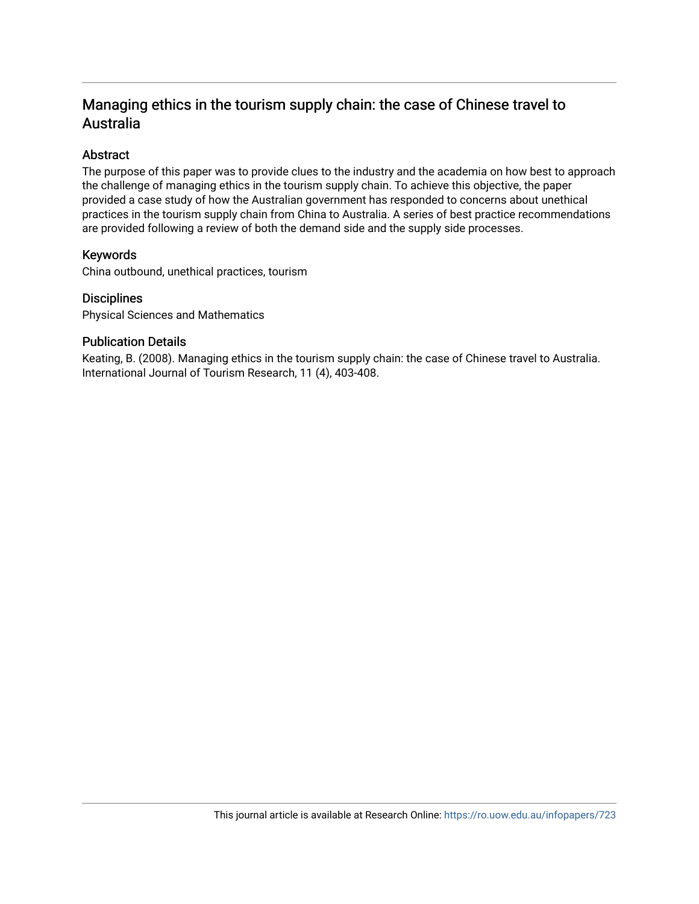# Managing ethics in the tourism supply chain: the case of Chinese travel to Australia

## Abstract

The purpose of this paper was to provide clues to the industry and the academia on how best to approach the challenge of managing ethics in the tourism supply chain. To achieve this objective, the paper provided a case study of how the Australian government has responded to concerns about unethical practices in the tourism supply chain from China to Australia. A series of best practice recommendations are provided following a review of both the demand side and the supply side processes.

## Keywords

China outbound, unethical practices, tourism

## Disciplines

Physical Sciences and Mathematics

## Publication Details

Keating, B. (2008). Managing ethics in the tourism supply chain: the case of Chinese travel to Australia. International Journal of Tourism Research, 11 (4), 403-408.

This journal article is available at Research Online: https://ro.uow.edu.au/infopapers/723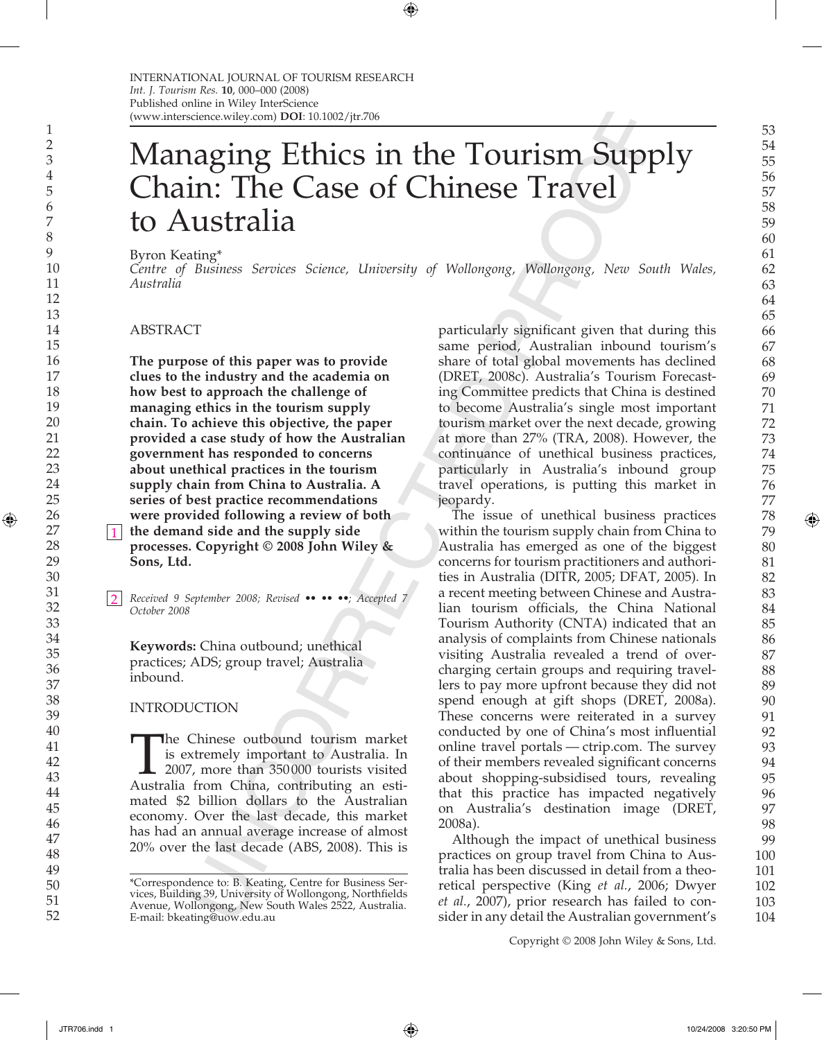# Managing Ethics in the Tourism Supply Chain: The Case of Chinese Travel to Australia

Byron Keating*

*Centre of Business Services Science, University of Wollongong, Wollongong, New South Wales, Australia*

## ABSTRACT

**The purpose of this paper was to provide clues to the industry and the academia on how best to approach the challenge of managing ethics in the tourism supply chain. To achieve this objective, the paper provided a case study of how the Australian government has responded to concerns about unethical practices in the tourism supply chain from China to Australia. A series of best practice recommendations were provided following a review of both the demand side and the supply side processes. Copyright © 2008 John Wiley & Sons, Ltd.**

*Received 9 September 2008; Revised •• •• ••; Accepted 7 October 2008*

**Keywords:** China outbound; unethical practices; ADS; group travel; Australia inbound.

## INTRODUCTION

The Chinese outbound tourism market is extremely important to Australia. In 2007, more than 350 000 tourists visited Australia from China, contributing an estimated $2 billion dollars to the Australian economy. Over the last decade, this market has had an annual average increase of almost 20% over the last decade (ABS, 2008). This is particularly significant given that during this same period, Australian inbound tourism's share of total global movements has declined (DRET, 2008c). Australia's Tourism Forecasting Committee predicts that China is destined to become Australia's single most important tourism market over the next decade, growing at more than 27% (TRA, 2008). However, the continuance of unethical business practices, particularly in Australia's inbound group travel operations, is putting this market in jeopardy.

The issue of unethical business practices within the tourism supply chain from China to Australia has emerged as one of the biggest concerns for tourism practitioners and authorities in Australia (DITR, 2005; DFAT, 2005). In a recent meeting between Chinese and Australian tourism officials, the China National Tourism Authority (CNTA) indicated that an analysis of complaints from Chinese nationals visiting Australia revealed a trend of overcharging certain groups and requiring travellers to pay more upfront because they did not spend enough at gift shops (DRET, 2008a). These concerns were reiterated in a survey conducted by one of China's most influential online travel portals — ctrip.com. The survey of their members revealed significant concerns about shopping-subsidised tours, revealing that this practice has impacted negatively on Australia's destination image (DRET, 2008a).

Although the impact of unethical business practices on group travel from China to Australia has been discussed in detail from a theoretical perspective (King *et al.*, 2006; Dwyer *et al.*, 2007), prior research has failed to consider in any detail the Australian government's

*Correspondence to: B. Keating, Centre for Business Services, Building 39, University of Wollongong, Northfields Avenue, Wollongong, New South Wales 2522, Australia. E-mail: bkeating@uow.edu.au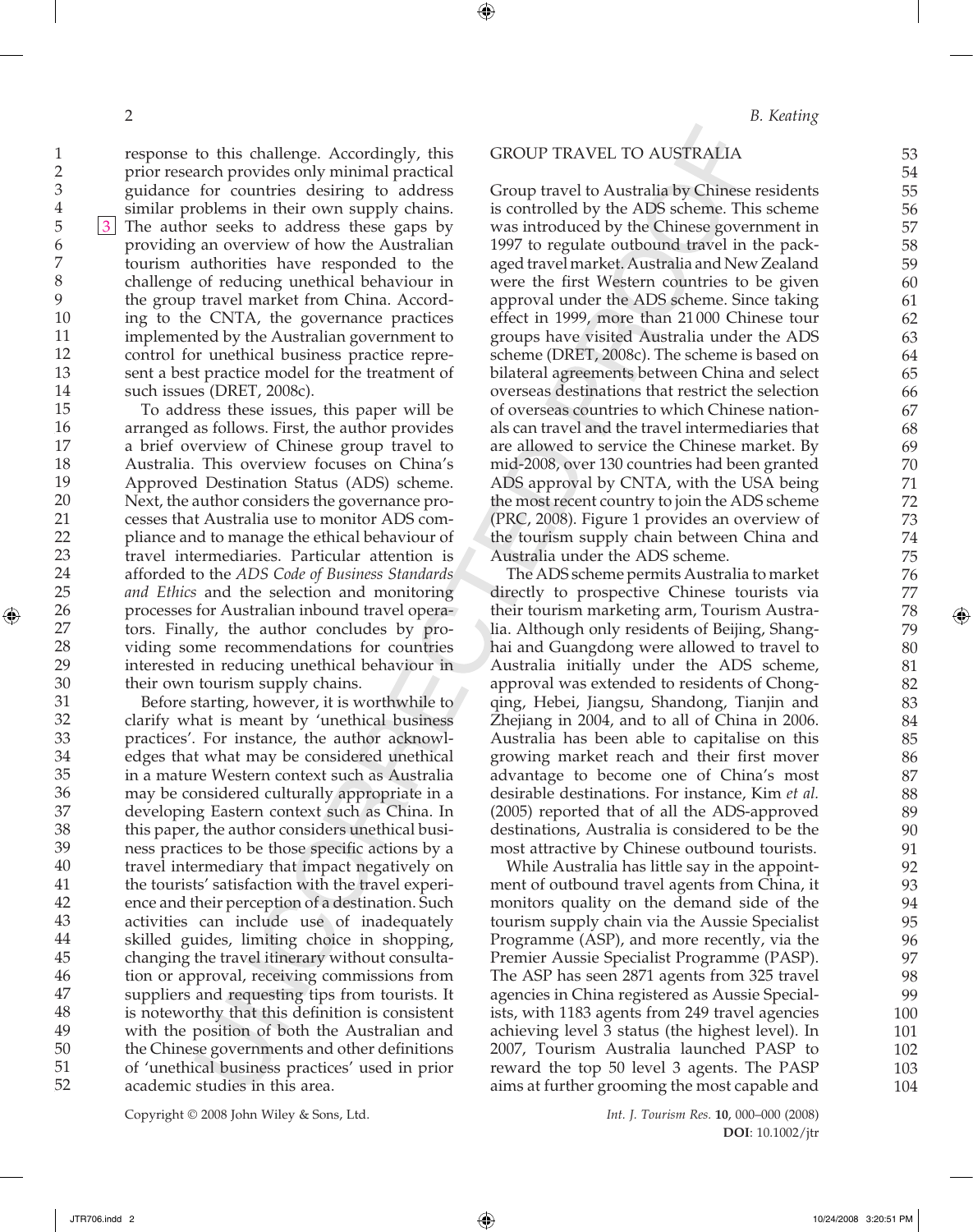response to this challenge. Accordingly, this prior research provides only minimal practical guidance for countries desiring to address similar problems in their own supply chains. The author seeks to address these gaps by providing an overview of how the Australian tourism authorities have responded to the challenge of reducing unethical behaviour in the group travel market from China. According to the CNTA, the governance practices implemented by the Australian government to control for unethical business practice represent a best practice model for the treatment of such issues (DRET, 2008c).

To address these issues, this paper will be arranged as follows. First, the author provides a brief overview of Chinese group travel to Australia. This overview focuses on China's Approved Destination Status (ADS) scheme. Next, the author considers the governance processes that Australia use to monitor ADS compliance and to manage the ethical behaviour of travel intermediaries. Particular attention is afforded to the *ADS Code of Business Standards and Ethics* and the selection and monitoring processes for Australian inbound travel operators. Finally, the author concludes by providing some recommendations for countries interested in reducing unethical behaviour in their own tourism supply chains.

Before starting, however, it is worthwhile to clarify what is meant by 'unethical business practices'. For instance, the author acknowledges that what may be considered unethical in a mature Western context such as Australia may be considered culturally appropriate in a developing Eastern context such as China. In this paper, the author considers unethical business practices to be those specific actions by a travel intermediary that impact negatively on the tourists' satisfaction with the travel experience and their perception of a destination. Such activities can include use of inadequately skilled guides, limiting choice in shopping, changing the travel itinerary without consultation or approval, receiving commissions from suppliers and requesting tips from tourists. It is noteworthy that this definition is consistent with the position of both the Australian and the Chinese governments and other definitions of 'unethical business practices' used in prior academic studies in this area.

## GROUP TRAVEL TO AUSTRALIA

Group travel to Australia by Chinese residents is controlled by the ADS scheme. This scheme was introduced by the Chinese government in 1997 to regulate outbound travel in the packaged travel market. Australia and New Zealand were the first Western countries to be given approval under the ADS scheme. Since taking effect in 1999, more than 21 000 Chinese tour groups have visited Australia under the ADS scheme (DRET, 2008c). The scheme is based on bilateral agreements between China and select overseas destinations that restrict the selection of overseas countries to which Chinese nationals can travel and the travel intermediaries that are allowed to service the Chinese market. By mid-2008, over 130 countries had been granted ADS approval by CNTA, with the USA being the most recent country to join the ADS scheme (PRC, 2008). Figure 1 provides an overview of the tourism supply chain between China and Australia under the ADS scheme.

The ADS scheme permits Australia to market directly to prospective Chinese tourists via their tourism marketing arm, Tourism Australia. Although only residents of Beijing, Shanghai and Guangdong were allowed to travel to Australia initially under the ADS scheme, approval was extended to residents of Chongqing, Hebei, Jiangsu, Shandong, Tianjin and Zhejiang in 2004, and to all of China in 2006. Australia has been able to capitalise on this growing market reach and their first mover advantage to become one of China's most desirable destinations. For instance, Kim *et al.* (2005) reported that of all the ADS-approved destinations, Australia is considered to be the most attractive by Chinese outbound tourists.

While Australia has little say in the appointment of outbound travel agents from China, it monitors quality on the demand side of the tourism supply chain via the Aussie Specialist Programme (ASP), and more recently, via the Premier Aussie Specialist Programme (PASP). The ASP has seen 2871 agents from 325 travel agencies in China registered as Aussie Specialists, with 1183 agents from 249 travel agencies achieving level 3 status (the highest level). In 2007, Tourism Australia launched PASP to reward the top 50 level 3 agents. The PASP aims at further grooming the most capable and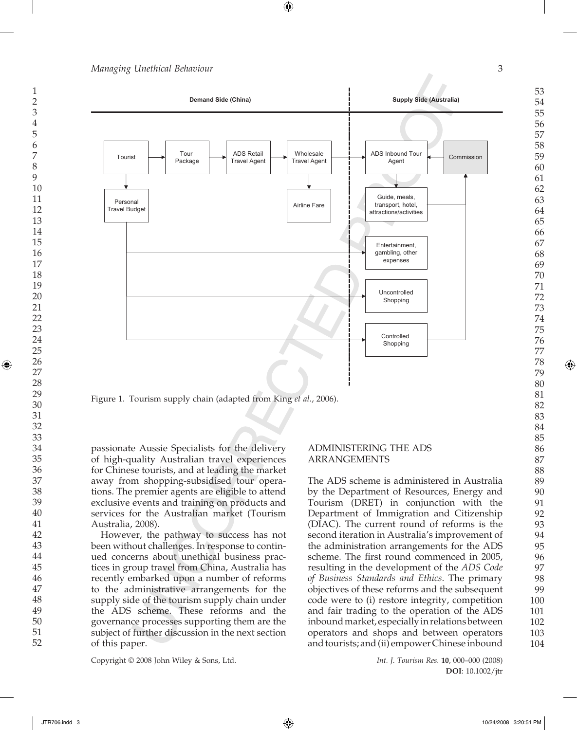Figure 1. Tourism supply chain (adapted from King *et al.*, 2006).

passionate Aussie Specialists for the delivery of high-quality Australian travel experiences for Chinese tourists, and at leading the market away from shopping-subsidised tour operations. The premier agents are eligible to attend exclusive events and training on products and services for the Australian market (Tourism Australia, 2008).

However, the pathway to success has not been without challenges. In response to continued concerns about unethical business practices in group travel from China, Australia has recently embarked upon a number of reforms to the administrative arrangements for the supply side of the tourism supply chain under the ADS scheme. These reforms and the governance processes supporting them are the subject of further discussion in the next section of this paper.

## ADMINISTERING THE ADS ARRANGEMENTS

The ADS scheme is administered in Australia by the Department of Resources, Energy and Tourism (DRET) in conjunction with the Department of Immigration and Citizenship (DIAC). The current round of reforms is the second iteration in Australia's improvement of the administration arrangements for the ADS scheme. The first round commenced in 2005, resulting in the development of the *ADS Code of Business Standards and Ethics*. The primary objectives of these reforms and the subsequent code were to (i) restore integrity, competition and fair trading to the operation of the ADS inbound market, especially in relations between operators and shops and between operators and tourists; and (ii) empower Chinese inbound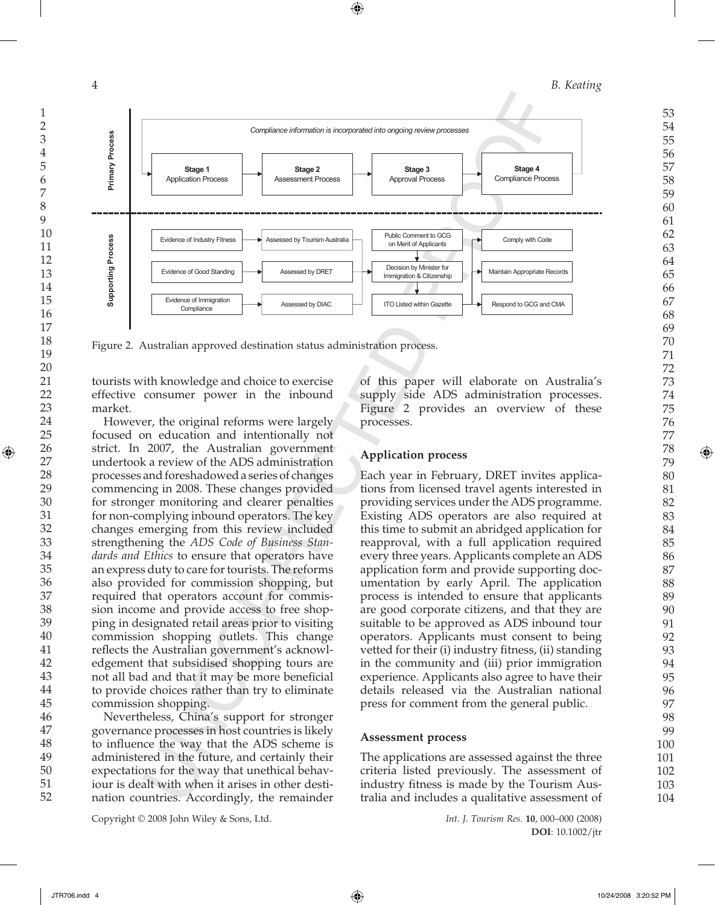Figure 2. Australian approved destination status administration process.

tourists with knowledge and choice to exercise effective consumer power in the inbound market.

However, the original reforms were largely focused on education and intentionally not strict. In 2007, the Australian government undertook a review of the ADS administration processes and foreshadowed a series of changes commencing in 2008. These changes provided for stronger monitoring and clearer penalties for non-complying inbound operators. The key changes emerging from this review included strengthening the *ADS Code of Business Standards and Ethics* to ensure that operators have an express duty to care for tourists. The reforms also provided for commission shopping, but required that operators account for commission income and provide access to free shopping in designated retail areas prior to visiting commission shopping outlets. This change reflects the Australian government's acknowledgement that subsidised shopping tours are not all bad and that it may be more beneficial to provide choices rather than try to eliminate commission shopping.

Nevertheless, China's support for stronger governance processes in host countries is likely to influence the way that the ADS scheme is administered in the future, and certainly their expectations for the way that unethical behaviour is dealt with when it arises in other destination countries. Accordingly, the remainder of this paper will elaborate on Australia's supply side ADS administration processes. Figure 2 provides an overview of these processes.

## Application process

Each year in February, DRET invites applications from licensed travel agents interested in providing services under the ADS programme. Existing ADS operators are also required at this time to submit an abridged application for reapproval, with a full application required every three years. Applicants complete an ADS application form and provide supporting documentation by early April. The application process is intended to ensure that applicants are good corporate citizens, and that they are suitable to be approved as ADS inbound tour operators. Applicants must consent to being vetted for their (i) industry fitness, (ii) standing in the community and (iii) prior immigration experience. Applicants also agree to have their details released via the Australian national press for comment from the general public.

## Assessment process

The applications are assessed against the three criteria listed previously. The assessment of industry fitness is made by the Tourism Australia and includes a qualitative assessment of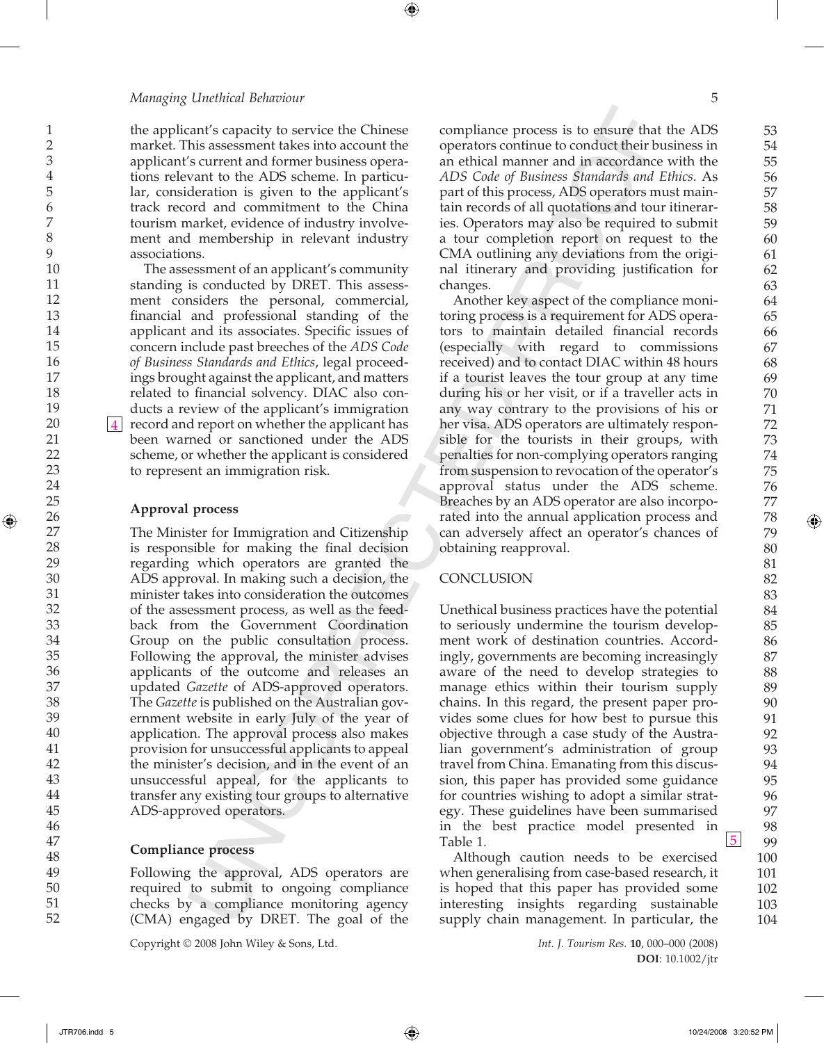the applicant's capacity to service the Chinese market. This assessment takes into account the applicant's current and former business operations relevant to the ADS scheme. In particular, consideration is given to the applicant's track record and commitment to the China tourism market, evidence of industry involvement and membership in relevant industry associations.

The assessment of an applicant's community standing is conducted by DRET. This assessment considers the personal, commercial, financial and professional standing of the applicant and its associates. Specific issues of concern include past breeches of the *ADS Code of Business Standards and Ethics*, legal proceedings brought against the applicant, and matters related to financial solvency. DIAC also conducts a review of the applicant's immigration record and report on whether the applicant has been warned or sanctioned under the ADS scheme, or whether the applicant is considered to represent an immigration risk.

### Approval process

The Minister for Immigration and Citizenship is responsible for making the final decision regarding which operators are granted the ADS approval. In making such a decision, the minister takes into consideration the outcomes of the assessment process, as well as the feedback from the Government Coordination Group on the public consultation process. Following the approval, the minister advises applicants of the outcome and releases an updated *Gazette* of ADS-approved operators. The *Gazette* is published on the Australian government website in early July of the year of application. The approval process also makes provision for unsuccessful applicants to appeal the minister's decision, and in the event of an unsuccessful appeal, for the applicants to transfer any existing tour groups to alternative ADS-approved operators.

### Compliance process

Following the approval, ADS operators are required to submit to ongoing compliance checks by a compliance monitoring agency (CMA) engaged by DRET. The goal of the compliance process is to ensure that the ADS operators continue to conduct their business in an ethical manner and in accordance with the *ADS Code of Business Standards and Ethics*. As part of this process, ADS operators must maintain records of all quotations and tour itineraries. Operators may also be required to submit a tour completion report on request to the CMA outlining any deviations from the original itinerary and providing justification for changes.

Another key aspect of the compliance monitoring process is a requirement for ADS operators to maintain detailed financial records (especially with regard to commissions received) and to contact DIAC within 48 hours if a tourist leaves the tour group at any time during his or her visit, or if a traveller acts in any way contrary to the provisions of his or her visa. ADS operators are ultimately responsible for the tourists in their groups, with penalties for non-complying operators ranging from suspension to revocation of the operator's approval status under the ADS scheme. Breaches by an ADS operator are also incorporated into the annual application process and can adversely affect an operator's chances of obtaining reapproval.

## CONCLUSION

Unethical business practices have the potential to seriously undermine the tourism development work of destination countries. Accordingly, governments are becoming increasingly aware of the need to develop strategies to manage ethics within their tourism supply chains. In this regard, the present paper provides some clues for how best to pursue this objective through a case study of the Australian government's administration of group travel from China. Emanating from this discussion, this paper has provided some guidance for countries wishing to adopt a similar strategy. These guidelines have been summarised in the best practice model presented in Table 1.

Although caution needs to be exercised when generalising from case-based research, it is hoped that this paper has provided some interesting insights regarding sustainable supply chain management. In particular, the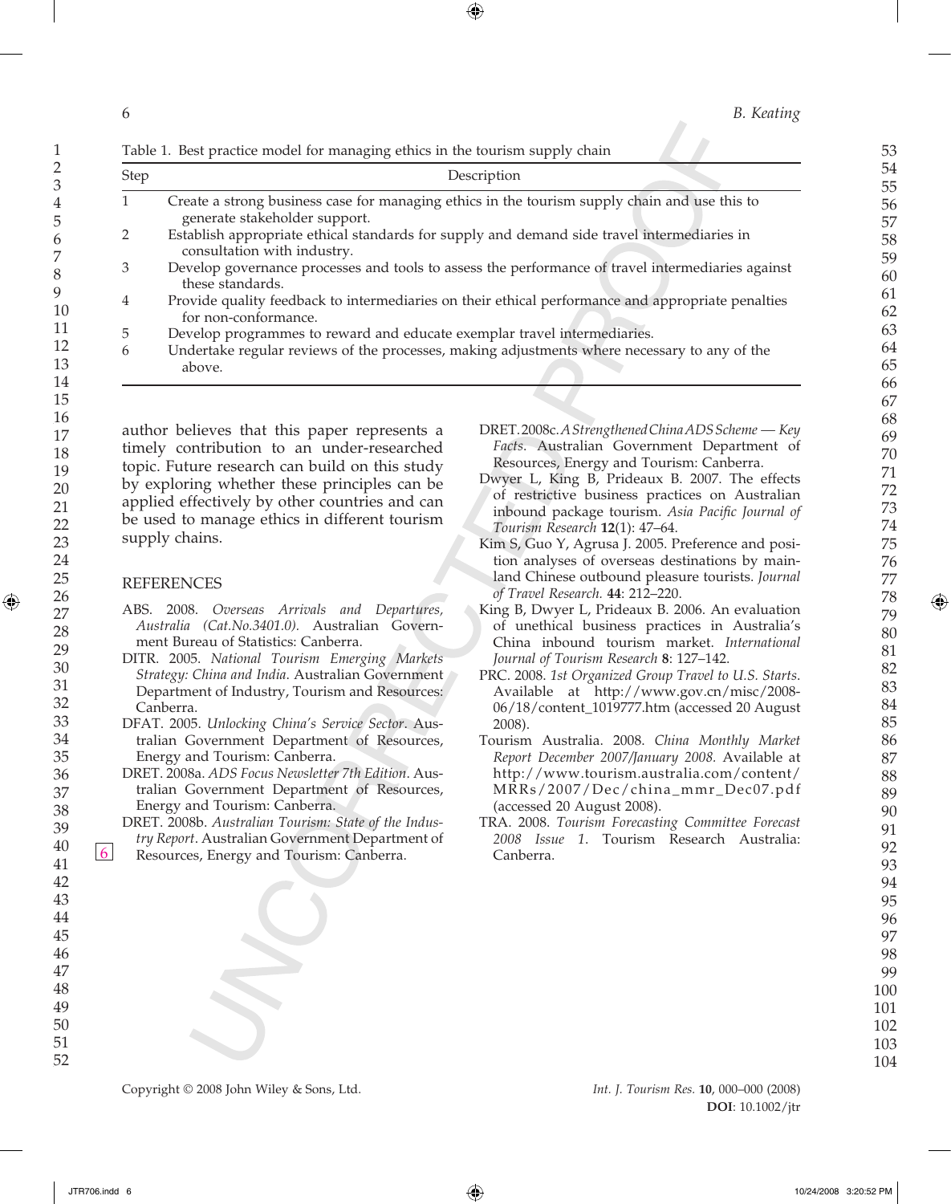Table 1. Best practice model for managing ethics in the tourism supply chain

| Step | Description |
|---|---|
| 1 | Create a strong business case for managing ethics in the tourism supply chain and use this to generate stakeholder support. |
| 2 | Establish appropriate ethical standards for supply and demand side travel intermediaries in consultation with industry. |
| 3 | Develop governance processes and tools to assess the performance of travel intermediaries against these standards. |
| 4 | Provide quality feedback to intermediaries on their ethical performance and appropriate penalties for non-conformance. |
| 5 | Develop programmes to reward and educate exemplar travel intermediaries. |
| 6 | Undertake regular reviews of the processes, making adjustments where necessary to any of the above. |

author believes that this paper represents a timely contribution to an under-researched topic. Future research can build on this study by exploring whether these principles can be applied effectively by other countries and can be used to manage ethics in different tourism supply chains.

## REFERENCES

ABS. 2008. *Overseas Arrivals and Departures, Australia (Cat.No.3401.0).* Australian Government Bureau of Statistics: Canberra.

DITR. 2005. *National Tourism Emerging Markets Strategy: China and India*. Australian Government Department of Industry, Tourism and Resources: Canberra.

DFAT. 2005. *Unlocking China's Service Sector*. Australian Government Department of Resources, Energy and Tourism: Canberra.

DRET. 2008a. *ADS Focus Newsletter 7th Edition*. Australian Government Department of Resources, Energy and Tourism: Canberra.

DRET. 2008b. *Australian Tourism: State of the Industry Report*. Australian Government Department of Resources, Energy and Tourism: Canberra.

DRET. 2008c. *A Strengthened China ADS Scheme — Key Facts*. Australian Government Department of Resources, Energy and Tourism: Canberra.

Dwyer L, King B, Prideaux B. 2007. The effects of restrictive business practices on Australian inbound package tourism. *Asia Pacific Journal of Tourism Research* **12**(1): 47–64.

Kim S, Guo Y, Agrusa J. 2005. Preference and position analyses of overseas destinations by mainland Chinese outbound pleasure tourists. *Journal of Travel Research.* **44**: 212–220.

King B, Dwyer L, Prideaux B. 2006. An evaluation of unethical business practices in Australia's China inbound tourism market. *International Journal of Tourism Research* **8**: 127–142.

PRC. 2008. *1st Organized Group Travel to U.S. Starts*. Available at http://www.gov.cn/misc/2008-06/18/content_1019777.htm (accessed 20 August 2008).

Tourism Australia. 2008. *China Monthly Market Report December 2007/January 2008.* Available at http://www.tourism.australia.com/content/MRRs/2007/Dec/china_mmr_Dec07.pdf (accessed 20 August 2008).

TRA. 2008. *Tourism Forecasting Committee Forecast 2008 Issue 1*. Tourism Research Australia: Canberra.